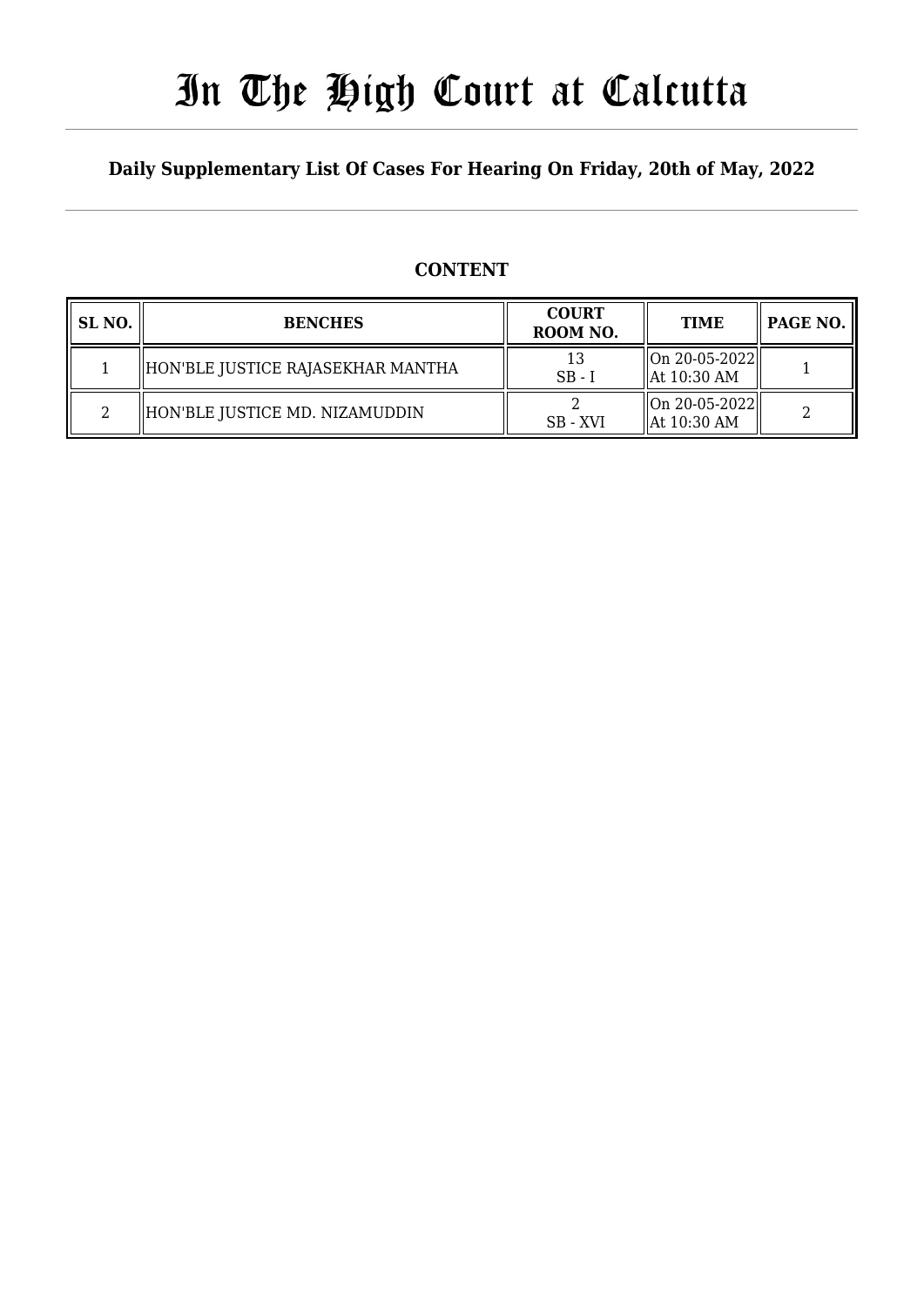# In The High Court at Calcutta

## Daily Supplementary List Of Cases For Hearing On Friday, 20th of May, 2022

### CONTENT

| SL NO. | BENCHES | COURT ROOM NO. | TIME | PAGE NO. |
|---|---|---|---|---|
| 1 | HON'BLE JUSTICE RAJASEKHAR MANTHA | 13<br>SB - I | On 20-05-2022<br>At 10:30 AM | 1 |
| 2 | HON'BLE JUSTICE MD. NIZAMUDDIN | 2<br>SB - XVI | On 20-05-2022<br>At 10:30 AM | 2 |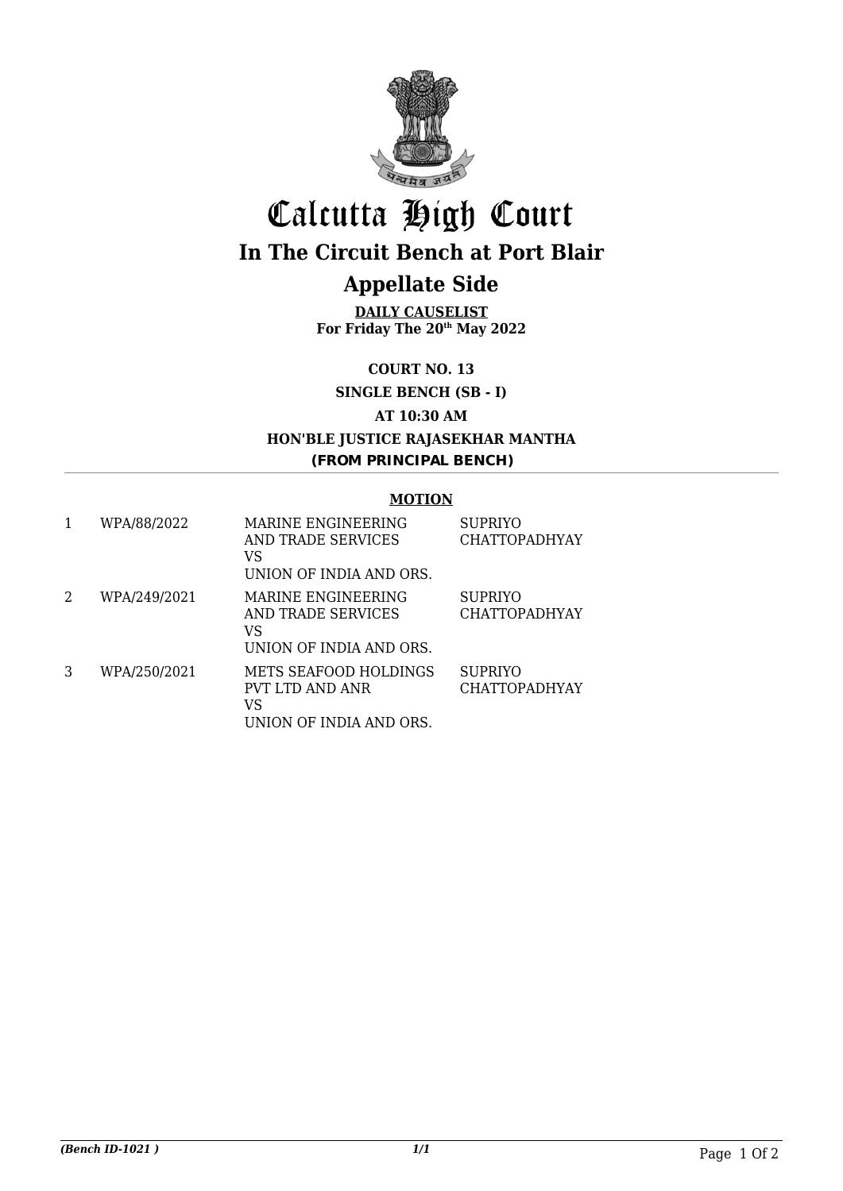# Calcutta High Court

## In The Circuit Bench at Port Blair

## Appellate Side

**DAILY CAUSELIST**
**For Friday The 20th May 2022**

**COURT NO. 13**

**SINGLE BENCH (SB - I)**

**AT 10:30 AM**

**HON'BLE JUSTICE RAJASEKHAR MANTHA**

**(FROM PRINCIPAL BENCH)**

**MOTION**

| | | | |
|---|---|---|---|
| 1 | WPA/88/2022 | MARINE ENGINEERING AND TRADE SERVICES VS UNION OF INDIA AND ORS. | SUPRIYO CHATTOPADHYAY |
| 2 | WPA/249/2021 | MARINE ENGINEERING AND TRADE SERVICES VS UNION OF INDIA AND ORS. | SUPRIYO CHATTOPADHYAY |
| 3 | WPA/250/2021 | METS SEAFOOD HOLDINGS PVT LTD AND ANR VS UNION OF INDIA AND ORS. | SUPRIYO CHATTOPADHYAY |

*(Bench ID-1021 )*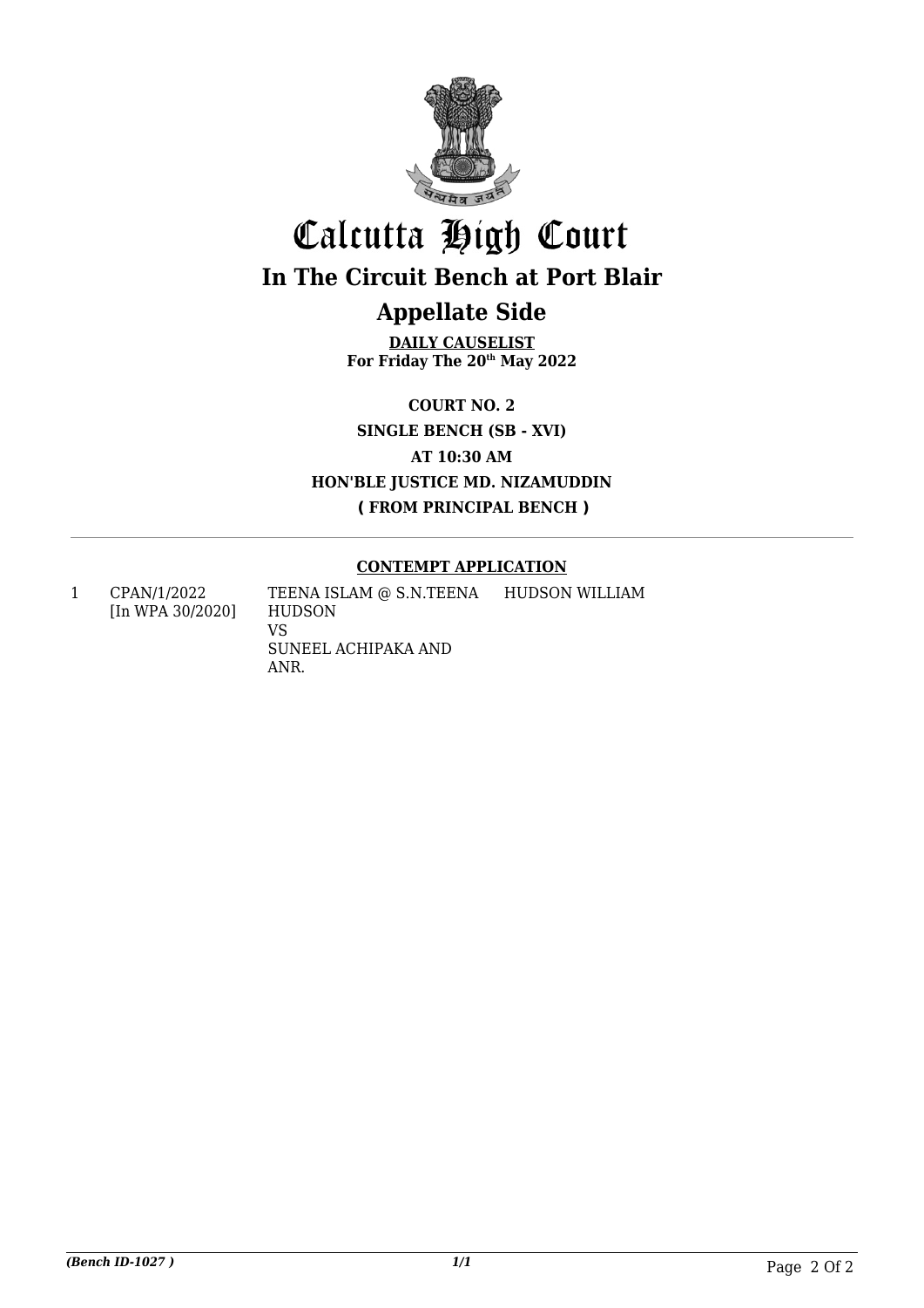# Calcutta High Court

## In The Circuit Bench at Port Blair

## Appellate Side

**DAILY CAUSELIST**
**For Friday The 20th May 2022**

**COURT NO. 2**
**SINGLE BENCH (SB - XVI)**
**AT 10:30 AM**
**HON'BLE JUSTICE MD. NIZAMUDDIN**
**( FROM PRINCIPAL BENCH )**

---

**CONTEMPT APPLICATION**

| | | | |
|---|---|---|---|
| 1 | CPAN/1/2022 [In WPA 30/2020] | TEENA ISLAM @ S.N.TEENA HUDSON VS SUNEEL ACHIPAKA AND ANR. | HUDSON WILLIAM |

*(Bench ID-1027 )* *1/1*